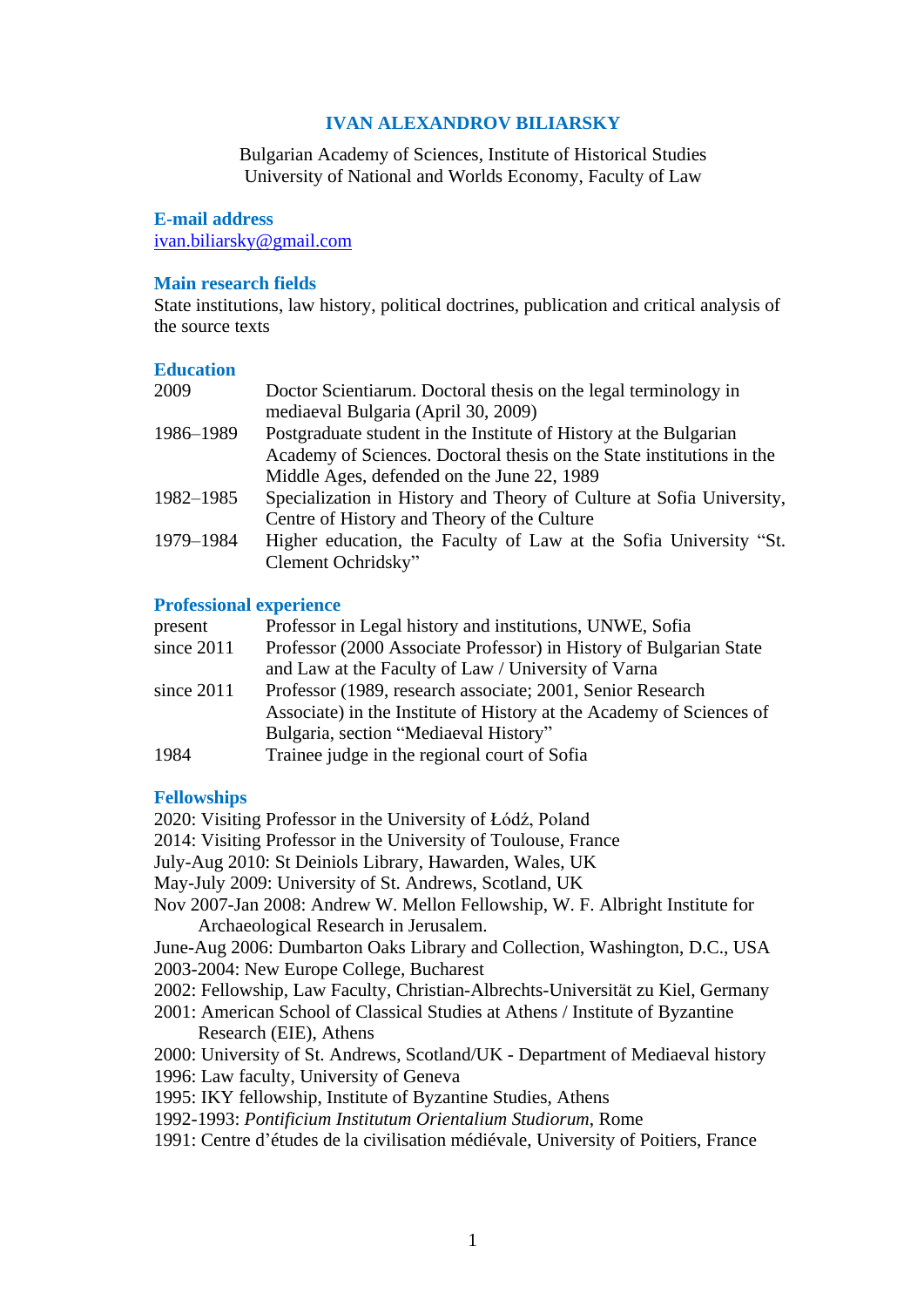# IVAN ALEXANDROV BILIARSKY

Bulgarian Academy of Sciences, Institute of Historical Studies
University of National and Worlds Economy, Faculty of Law

## E-mail address

ivan.biliarsky@gmail.com

## Main research fields

State institutions, law history, political doctrines, publication and critical analysis of the source texts

## Education

| | |
|---|---|
| 2009 | Doctor Scientiarum. Doctoral thesis on the legal terminology in mediaeval Bulgaria (April 30, 2009) |
| 1986–1989 | Postgraduate student in the Institute of History at the Bulgarian Academy of Sciences. Doctoral thesis on the State institutions in the Middle Ages, defended on the June 22, 1989 |
| 1982–1985 | Specialization in History and Theory of Culture at Sofia University, Centre of History and Theory of the Culture |
| 1979–1984 | Higher education, the Faculty of Law at the Sofia University "St. Clement Ochridsky" |

## Professional experience

| | |
|---|---|
| present | Professor in Legal history and institutions, UNWE, Sofia |
| since 2011 | Professor (2000 Associate Professor) in History of Bulgarian State and Law at the Faculty of Law / University of Varna |
| since 2011 | Professor (1989, research associate; 2001, Senior Research Associate) in the Institute of History at the Academy of Sciences of Bulgaria, section "Mediaeval History" |
| 1984 | Trainee judge in the regional court of Sofia |

## Fellowships

2020: Visiting Professor in the University of Łódź, Poland
2014: Visiting Professor in the University of Toulouse, France
July-Aug 2010: St Deiniols Library, Hawarden, Wales, UK
May-July 2009: University of St. Andrews, Scotland, UK
Nov 2007-Jan 2008: Andrew W. Mellon Fellowship, W. F. Albright Institute for Archaeological Research in Jerusalem.
June-Aug 2006: Dumbarton Oaks Library and Collection, Washington, D.C., USA
2003-2004: New Europe College, Bucharest
2002: Fellowship, Law Faculty, Christian-Albrechts-Universität zu Kiel, Germany
2001: American School of Classical Studies at Athens / Institute of Byzantine Research (EIE), Athens
2000: University of St. Andrews, Scotland/UK - Department of Mediaeval history
1996: Law faculty, University of Geneva
1995: IKY fellowship, Institute of Byzantine Studies, Athens
1992-1993: *Pontificium Institutum Orientalium Studiorum*, Rome
1991: Centre d'études de la civilisation médiévale, University of Poitiers, France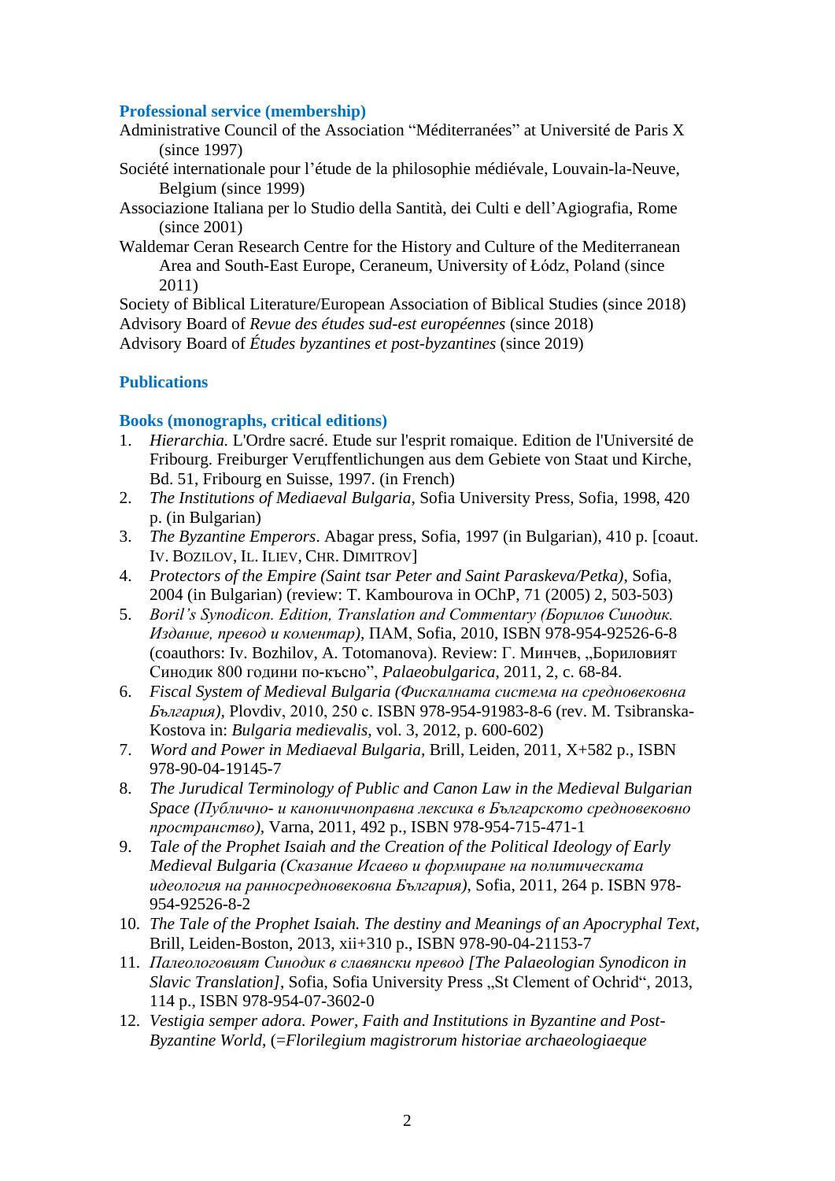### Professional service (membership)

Administrative Council of the Association "Méditerranées" at Université de Paris X (since 1997)

Société internationale pour l'étude de la philosophie médiévale, Louvain-la-Neuve, Belgium (since 1999)

Associazione Italiana per lo Studio della Santità, dei Culti e dell'Agiografia, Rome (since 2001)

Waldemar Ceran Research Centre for the History and Culture of the Mediterranean Area and South-East Europe, Ceraneum, University of Łódz, Poland (since 2011)

Society of Biblical Literature/European Association of Biblical Studies (since 2018)

Advisory Board of *Revue des études sud-est européennes* (since 2018)

Advisory Board of *Études byzantines et post-byzantines* (since 2019)

### Publications

### Books (monographs, critical editions)

1. *Hierarchia.* L'Ordre sacré. Etude sur l'esprit romaique. Edition de l'Université de Fribourg. Freiburger Verцffentlichungen aus dem Gebiete von Staat und Kirche, Bd. 51, Fribourg en Suisse, 1997. (in French)
2. *The Institutions of Mediaeval Bulgaria*, Sofia University Press, Sofia, 1998, 420 p. (in Bulgarian)
3. *The Byzantine Emperors*. Abagar press, Sofia, 1997 (in Bulgarian), 410 p. [coaut. Iv. Bozilov, Il. Iliev, Chr. Dimitrov]
4. *Protectors of the Empire (Saint tsar Peter and Saint Paraskeva/Petka)*, Sofia, 2004 (in Bulgarian) (review: T. Kambourova in OChP, 71 (2005) 2, 503-503)
5. *Boril's Synodicon. Edition, Translation and Commentary (Борилов Синодик. Издание, превод и коментар)*, ПАМ, Sofia, 2010, ISBN 978-954-92526-6-8 (coauthors: Iv. Bozhilov, A. Totomanova). Review: Г. Минчев, „Бориловият Синодик 800 години по-късно", *Palaeobulgarica*, 2011, 2, с. 68-84.
6. *Fiscal System of Medieval Bulgaria (Фискалната система на средновековна България)*, Plovdiv, 2010, 250 c. ISBN 978-954-91983-8-6 (rev. M. Tsibranska-Kostova in: *Bulgaria medievalis*, vol. 3, 2012, p. 600-602)
7. *Word and Power in Mediaeval Bulgaria*, Brill, Leiden, 2011, X+582 p., ISBN 978-90-04-19145-7
8. *The Jurudical Terminology of Public and Canon Law in the Medieval Bulgarian Space (Публично- и каноничноправна лексика в Българското средновековно пространство)*, Varna, 2011, 492 p., ISBN 978-954-715-471-1
9. *Tale of the Prophet Isaiah and the Creation of the Political Ideology of Early Medieval Bulgaria (Сказание Исаево и формиране на политическата идеология на ранносредновековна България)*, Sofia, 2011, 264 p. ISBN 978-954-92526-8-2
10. *The Tale of the Prophet Isaiah. The destiny and Meanings of an Apocryphal Text*, Brill, Leiden-Boston, 2013, xii+310 p., ISBN 978-90-04-21153-7
11. *Палеологовият Синодик в славянски превод [The Palaeologian Synodicon in Slavic Translation]*, Sofia, Sofia University Press „St Clement of Ochrid", 2013, 114 p., ISBN 978-954-07-3602-0
12. *Vestigia semper adora. Power, Faith and Institutions in Byzantine and Post-Byzantine World*, (=*Florilegium magistrorum historiae archaeologiaeque*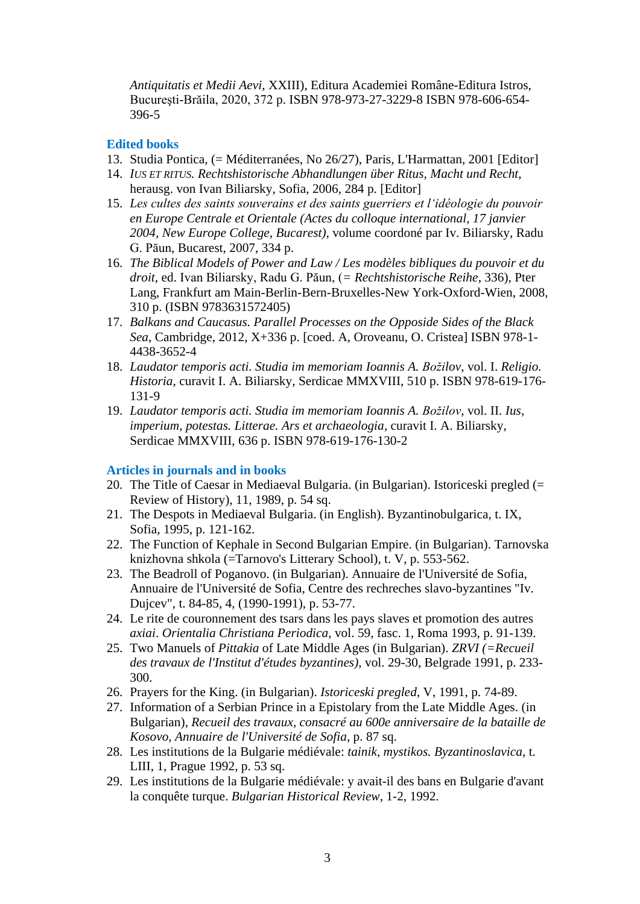*Antiquitatis et Medii Aevi*, XXIII), Editura Academiei Române-Editura Istros, Bucureşti-Brăila, 2020, 372 p. ISBN 978-973-27-3229-8 ISBN 978-606-654-396-5

## Edited books

13. Studia Pontica, (= Méditerranées, No 26/27), Paris, L'Harmattan, 2001 [Editor]
14. *IUS ET RITUS. Rechtshistorische Abhandlungen über Ritus, Macht und Recht,* herausg. von Ivan Biliarsky, Sofia, 2006, 284 p. [Editor]
15. *Les cultes des saints souverains et des saints guerriers et l'idéologie du pouvoir en Europe Centrale et Orientale (Actes du colloque international, 17 janvier 2004, New Europe College, Bucarest),* volume coordoné par Iv. Biliarsky, Radu G. Păun, Bucarest, 2007, 334 p.
16. *The Biblical Models of Power and Law / Les modèles bibliques du pouvoir et du droit*, ed. Ivan Biliarsky, Radu G. Păun, (= *Rechtshistorische Reihe*, 336), Pter Lang, Frankfurt am Main-Berlin-Bern-Bruxelles-New York-Oxford-Wien, 2008, 310 p. (ISBN 9783631572405)
17. *Balkans and Caucasus. Parallel Processes on the Opposite Sides of the Black Sea*, Cambridge, 2012, X+336 p. [coed. A, Oroveanu, O. Cristea] ISBN 978-1-4438-3652-4
18. *Laudator temporis acti. Studia im memoriam Ioannis A. Božilov*, vol. I. *Religio. Historia*, curavit I. A. Biliarsky, Serdicae MMXVIII, 510 p. ISBN 978-619-176-131-9
19. *Laudator temporis acti. Studia im memoriam Ioannis A. Božilov*, vol. II. *Ius, imperium, potestas. Litterae. Ars et archaeologia*, curavit I. A. Biliarsky, Serdicae MMXVIII, 636 p. ISBN 978-619-176-130-2

## Articles in journals and in books

20. The Title of Caesar in Mediaeval Bulgaria. (in Bulgarian). Istoriceski pregled (= Review of History), 11, 1989, p. 54 sq.
21. The Despots in Mediaeval Bulgaria. (in English). Byzantinobulgarica, t. IX, Sofia, 1995, p. 121-162.
22. The Function of Kephale in Second Bulgarian Empire. (in Bulgarian). Tarnovska knizhovna shkola (=Tarnovo's Litterary School), t. V, p. 553-562.
23. The Beadroll of Poganovo. (in Bulgarian). Annuaire de l'Université de Sofia, Annuaire de l'Université de Sofia, Centre des rechreches slavo-byzantines "Iv. Dujcev", t. 84-85, 4, (1990-1991), p. 53-77.
24. Le rite de couronnement des tsars dans les pays slaves et promotion des autres *axiai*. *Orientalia Christiana Periodica*, vol. 59, fasc. 1, Roma 1993, p. 91-139.
25. Two Manuels of *Pittakia* of Late Middle Ages (in Bulgarian). *ZRVI (=Recueil des travaux de l'Institut d'études byzantines)*, vol. 29-30, Belgrade 1991, p. 233-300.
26. Prayers for the King. (in Bulgarian). *Istoriceski pregled*, V, 1991, p. 74-89.
27. Information of a Serbian Prince in a Epistolary from the Late Middle Ages. (in Bulgarian), *Recueil des travaux, consacré au 600e anniversaire de la bataille de Kosovo, Annuaire de l'Université de Sofia*, p. 87 sq.
28. Les institutions de la Bulgarie médiévale: *tainik, mystikos. Byzantinoslavica*, t. LIII, 1, Prague 1992, p. 53 sq.
29. Les institutions de la Bulgarie médiévale: y avait-il des bans en Bulgarie d'avant la conquête turque. *Bulgarian Historical Review*, 1-2, 1992.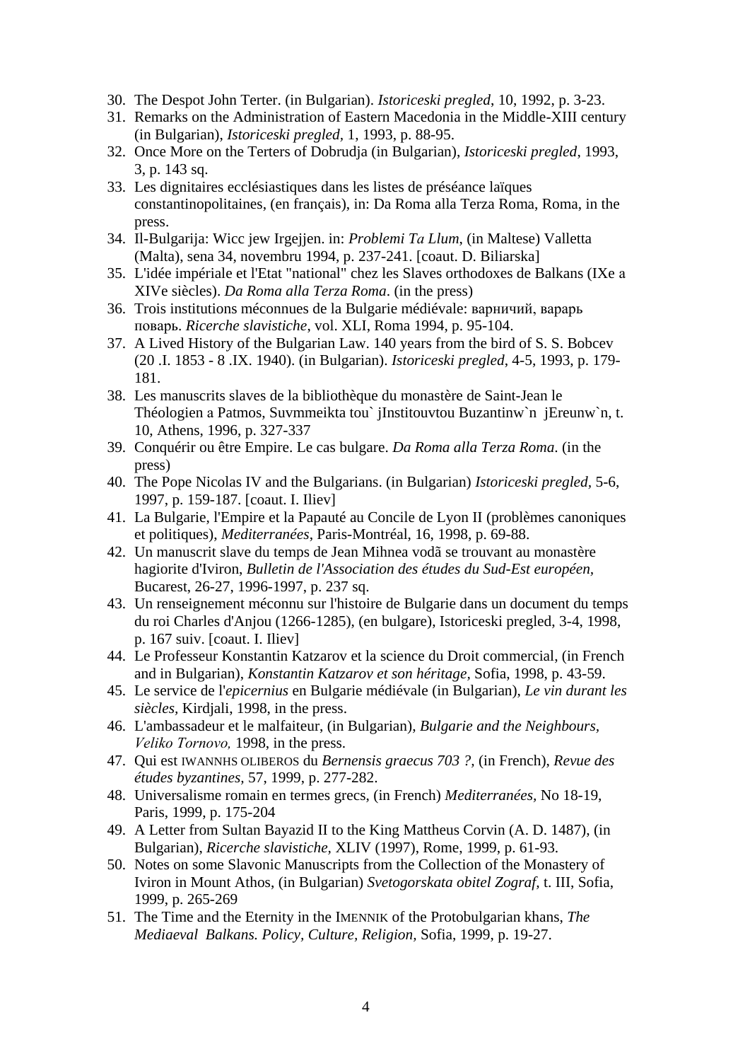30. The Despot John Terter. (in Bulgarian). *Istoriceski pregled*, 10, 1992, p. 3-23.
31. Remarks on the Administration of Eastern Macedonia in the Middle-XIII century (in Bulgarian), *Istoriceski pregled*, 1, 1993, p. 88-95.
32. Once More on the Terters of Dobrudja (in Bulgarian), *Istoriceski pregled*, 1993, 3, p. 143 sq.
33. Les dignitaires ecclésiastiques dans les listes de préséance laïques constantinopolitaines, (en français), in: Da Roma alla Terza Roma, Roma, in the press.
34. Il-Bulgarija: Wicc jew Irgejjen. in: *Problemi Ta Llum*, (in Maltese) Valletta (Malta), sena 34, novembru 1994, p. 237-241. [coaut. D. Biliarska]
35. L'idée impériale et l'Etat "national" chez les Slaves orthodoxes de Balkans (IXe a XIVe siècles). *Da Roma alla Terza Roma*. (in the press)
36. Trois institutions méconnues de la Bulgarie médiévale: варничий, варарь поварь. *Ricerche slavistiche*, vol. XLI, Roma 1994, p. 95-104.
37. A Lived History of the Bulgarian Law. 140 years from the bird of S. S. Bobcev (20 .I. 1853 - 8 .IX. 1940). (in Bulgarian). *Istoriceski pregled*, 4-5, 1993, p. 179-181.
38. Les manuscrits slaves de la bibliothèque du monastère de Saint-Jean le Théologien a Patmos, Suvmmeikta tou` jInstitouvtou Buzantinw`n jEreunw`n, t. 10, Athens, 1996, p. 327-337
39. Conquérir ou être Empire. Le cas bulgare. *Da Roma alla Terza Roma*. (in the press)
40. The Pope Nicolas IV and the Bulgarians. (in Bulgarian) *Istoriceski pregled*, 5-6, 1997, p. 159-187. [coaut. I. Iliev]
41. La Bulgarie, l'Empire et la Papauté au Concile de Lyon II (problèmes canoniques et politiques), *Mediterranées*, Paris-Montréal, 16, 1998, p. 69-88.
42. Un manuscrit slave du temps de Jean Mihnea vodã se trouvant au monastère hagiorite d'Iviron, *Bulletin de l'Association des études du Sud-Est européen*, Bucarest, 26-27, 1996-1997, p. 237 sq.
43. Un renseignement méconnu sur l'histoire de Bulgarie dans un document du temps du roi Charles d'Anjou (1266-1285), (en bulgare), Istoriceski pregled, 3-4, 1998, p. 167 suiv. [coaut. I. Iliev]
44. Le Professeur Konstantin Katzarov et la science du Droit commercial, (in French and in Bulgarian), *Konstantin Katzarov et son héritage*, Sofia, 1998, p. 43-59.
45. Le service de l'*epicernius* en Bulgarie médiévale (in Bulgarian), *Le vin durant les siècles*, Kirdjali, 1998, in the press.
46. L'ambassadeur et le malfaiteur, (in Bulgarian), *Bulgarie and the Neighbours, Veliko Tornovo,* 1998, in the press.
47. Qui est IWANNHS OLIBEROS du *Bernensis graecus 703 ?,* (in French), *Revue des études byzantines*, 57, 1999, p. 277-282.
48. Universalisme romain en termes grecs, (in French) *Mediterranées*, No 18-19, Paris, 1999, p. 175-204
49. A Letter from Sultan Bayazid II to the King Mattheus Corvin (A. D. 1487), (in Bulgarian), *Ricerche slavistiche,* XLIV (1997), Rome, 1999, p. 61-93.
50. Notes on some Slavonic Manuscripts from the Collection of the Monastery of Iviron in Mount Athos, (in Bulgarian) *Svetogorskata obitel Zograf,* t. III, Sofia, 1999, p. 265-269
51. The Time and the Eternity in the IMENNIK of the Protobulgarian khans, *The Mediaeval Balkans. Policy, Culture, Religion*, Sofia, 1999, p. 19-27.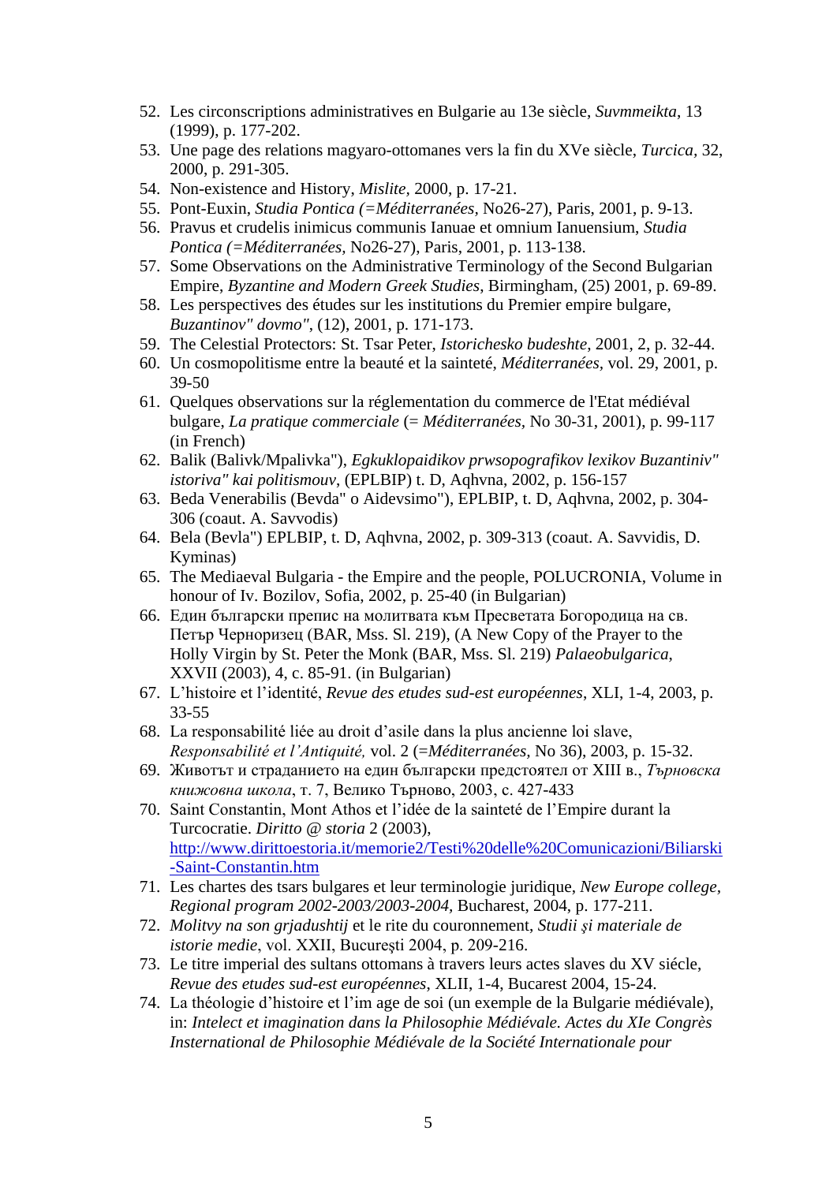52. Les circonscriptions administratives en Bulgarie au 13e siècle, *Suvmmeikta*, 13 (1999), p. 177-202.
53. Une page des relations magyaro-ottomanes vers la fin du XVe siècle, *Turcica*, 32, 2000, p. 291-305.
54. Non-existence and History, *Mislite*, 2000, p. 17-21.
55. Pont-Euxin, *Studia Pontica (=Méditerranées*, No26-27), Paris, 2001, p. 9-13.
56. Pravus et crudelis inimicus communis Ianuae et omnium Ianuensium, *Studia Pontica (=Méditerranées*, No26-27), Paris, 2001, p. 113-138.
57. Some Observations on the Administrative Terminology of the Second Bulgarian Empire, *Byzantine and Modern Greek Studies*, Birmingham, (25) 2001, p. 69-89.
58. Les perspectives des études sur les institutions du Premier empire bulgare, *Buzantinov" dovmo"*, (12), 2001, p. 171-173.
59. The Celestial Protectors: St. Tsar Peter, *Istorichesko budeshte*, 2001, 2, p. 32-44.
60. Un cosmopolitisme entre la beauté et la sainteté, *Méditerranées*, vol. 29, 2001, p. 39-50
61. Quelques observations sur la réglementation du commerce de l'Etat médiéval bulgare, *La pratique commerciale* (= *Méditerranées*, No 30-31, 2001), p. 99-117 (in French)
62. Balik (Balivk/Mpalivka"), *Egkuklopaidikov prwsopografikov lexikov Buzantiniv" istoriva" kai politismouv*, (EPLBIP) t. D, Aqhvna, 2002, p. 156-157
63. Beda Venerabilis (Bevda" o Aidevsimo"), EPLBIP, t. D, Aqhvna, 2002, p. 304-306 (coaut. A. Savvodis)
64. Bela (Bevla") EPLBIP, t. D, Aqhvna, 2002, p. 309-313 (coaut. A. Savvidis, D. Kyminas)
65. The Mediaeval Bulgaria - the Empire and the people, POLUCRONIA, Volume in honour of Iv. Bozilov, Sofia, 2002, p. 25-40 (in Bulgarian)
66. Един български препис на молитвата към Пресветата Богородица на св. Петър Черноризец (BAR, Mss. Sl. 219), (A New Copy of the Prayer to the Holly Virgin by St. Peter the Monk (BAR, Mss. Sl. 219) *Palaeobulgarica*, XXVII (2003), 4, c. 85-91. (in Bulgarian)
67. L'histoire et l'identité, *Revue des etudes sud-est européennes*, XLI, 1-4, 2003, p. 33-55
68. La responsabilité liée au droit d'asile dans la plus ancienne loi slave, *Responsabilité et l'Antiquité,* vol. 2 (=*Méditerranées,* No 36), 2003, p. 15-32.
69. Животът и страданието на един български предстоятел от XIII в., *Търновска книжовна школа*, т. 7, Велико Търново, 2003, с. 427-433
70. Saint Constantin, Mont Athos et l'idée de la sainteté de l'Empire durant la Turcocratie. *Diritto @ storia* 2 (2003), http://www.dirittoestoria.it/memorie2/Testi%20delle%20Comunicazioni/Biliarski-Saint-Constantin.htm
71. Les chartes des tsars bulgares et leur terminologie juridique, *New Europe college, Regional program 2002-2003/2003-2004,* Bucharest, 2004, p. 177-211.
72. *Molitvy na son grjadushtij* et le rite du couronnement, *Studii şi materiale de istorie medie*, vol. XXII, Bucureşti 2004, p. 209-216.
73. Le titre imperial des sultans ottomans à travers leurs actes slaves du XV siécle, *Revue des etudes sud-est européennes*, XLII, 1-4, Bucarest 2004, 15-24.
74. La théologie d'histoire et l'im age de soi (un exemple de la Bulgarie médiévale), in: *Intelect et imagination dans la Philosophie Médiévale. Actes du XIe Congrès Insternational de Philosophie Médiévale de la Société Internationale pour*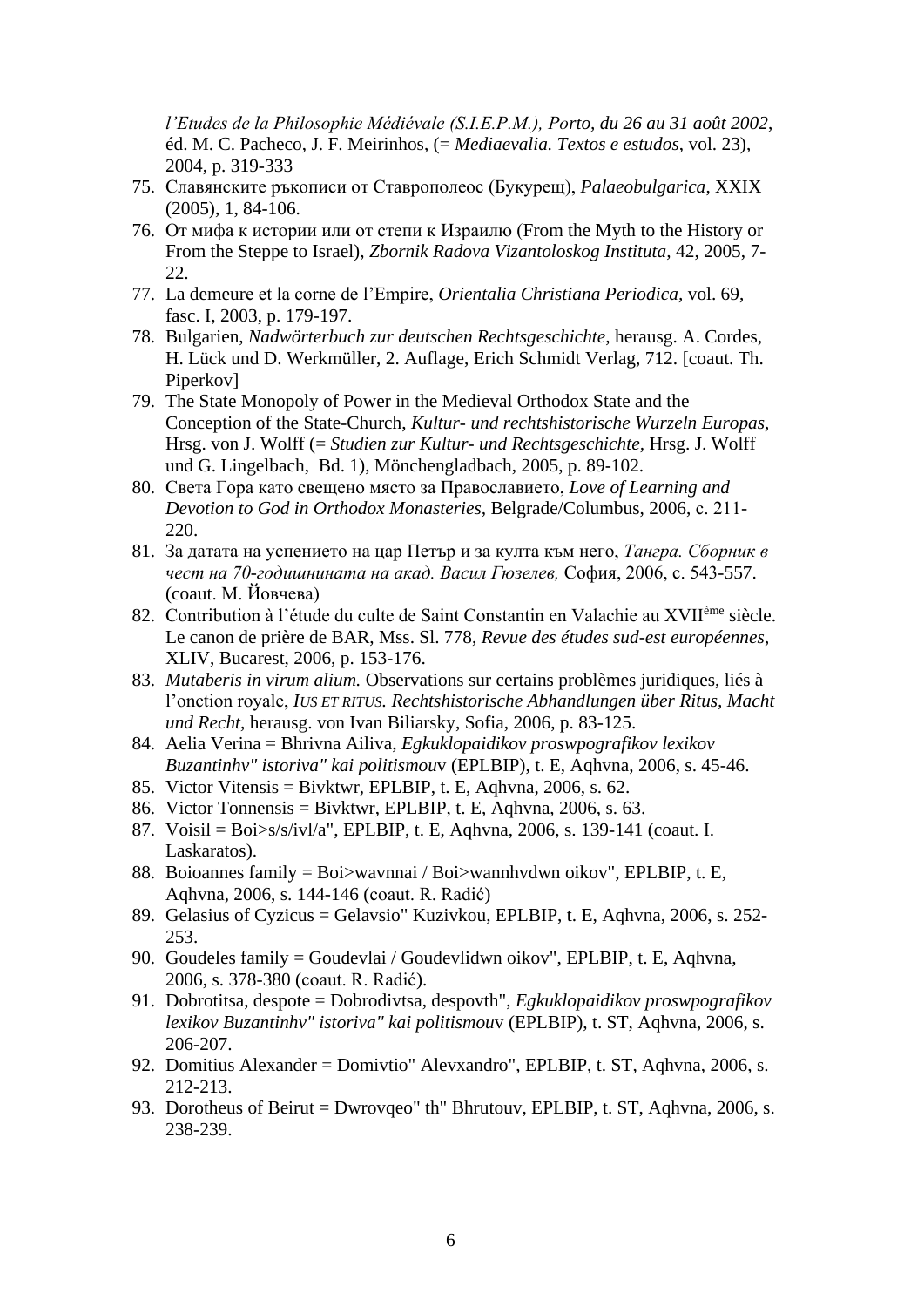*l'Etudes de la Philosophie Médiévale (S.I.E.P.M.), Porto, du 26 au 31 août 2002*, éd. M. C. Pacheco, J. F. Meirinhos, (= *Mediaevalia. Textos e estudos*, vol. 23), 2004, p. 319-333

75. Славянските ръкописи от Ставрополеос (Букурещ), *Palaeobulgarica*, XXIX (2005), 1, 84-106.
76. От мифа к истории или от степи к Израилю (From the Myth to the History or From the Steppe to Israel), *Zbornik Radova Vizantoloskog Instituta*, 42, 2005, 7-22.
77. La demeure et la corne de l'Empire, *Orientalia Christiana Periodica*, vol. 69, fasc. I, 2003, p. 179-197.
78. Bulgarien, *Nadwörterbuch zur deutschen Rechtsgeschichte*, herausg. A. Cordes, H. Lück und D. Werkmüller, 2. Auflage, Erich Schmidt Verlag, 712. [coaut. Th. Piperkov]
79. The State Monopoly of Power in the Medieval Orthodox State and the Conception of the State-Church, *Kultur- und rechtshistorische Wurzeln Europas*, Hrsg. von J. Wolff (= *Studien zur Kultur- und Rechtsgeschichte*, Hrsg. J. Wolff und G. Lingelbach, Bd. 1), Mönchengladbach, 2005, p. 89-102.
80. Света Гора като свещено място за Православието, *Love of Learning and Devotion to God in Orthodox Monasteries*, Belgrade/Columbus, 2006, c. 211-220.
81. За датата на успението на цар Петър и за култа към него, *Тангра. Сборник в чест на 70-годишнината на акад. Васил Гюзелев,* София, 2006, с. 543-557. (coaut. М. Йовчева)
82. Contribution à l'étude du culte de Saint Constantin en Valachie au XVII[ème] siècle. Le canon de prière de BAR, Mss. Sl. 778, *Revue des études sud-est européennes*, XLIV, Bucarest, 2006, p. 153-176.
83. *Mutaberis in virum alium.* Observations sur certains problèmes juridiques, liés à l'onction royale, *IUS ET RITUS. Rechtshistorische Abhandlungen über Ritus, Macht und Recht*, herausg. von Ivan Biliarsky, Sofia, 2006, p. 83-125.
84. Aelia Verina = Bhrivna Ailiva, *Egkuklopaidikov proswpografikov lexikov Buzantinhv" istoriva" kai politismou*v (EPLBIP), t. E, Aqhvna, 2006, s. 45-46.
85. Victor Vitensis = Bivktwr, EPLBIP, t. E, Aqhvna, 2006, s. 62.
86. Victor Tonnensis = Bivktwr, EPLBIP, t. E, Aqhvna, 2006, s. 63.
87. Voisil = Boi>s/s/ivl/a", EPLBIP, t. E, Aqhvna, 2006, s. 139-141 (coaut. I. Laskaratos).
88. Boioannes family = Boi>wavnnai / Boi>wannhvdwn oikov", EPLBIP, t. E, Aqhvna, 2006, s. 144-146 (coaut. R. Radić)
89. Gelasius of Cyzicus = Gelavsio" Kuzivkou, EPLBIP, t. E, Aqhvna, 2006, s. 252-253.
90. Goudeles family = Goudevlai / Goudevlidwn oikov", EPLBIP, t. E, Aqhvna, 2006, s. 378-380 (coaut. R. Radić).
91. Dobrotitsa, despote = Dobrodivtsa, despovth", *Egkuklopaidikov proswpografikov lexikov Buzantinhv" istoriva" kai politismou*v (EPLBIP), t. ST, Aqhvna, 2006, s. 206-207.
92. Domitius Alexander = Domivtio" Alevxandro", EPLBIP, t. ST, Aqhvna, 2006, s. 212-213.
93. Dorotheus of Beirut = Dwrovqeo" th" Bhrutouv, EPLBIP, t. ST, Aqhvna, 2006, s. 238-239.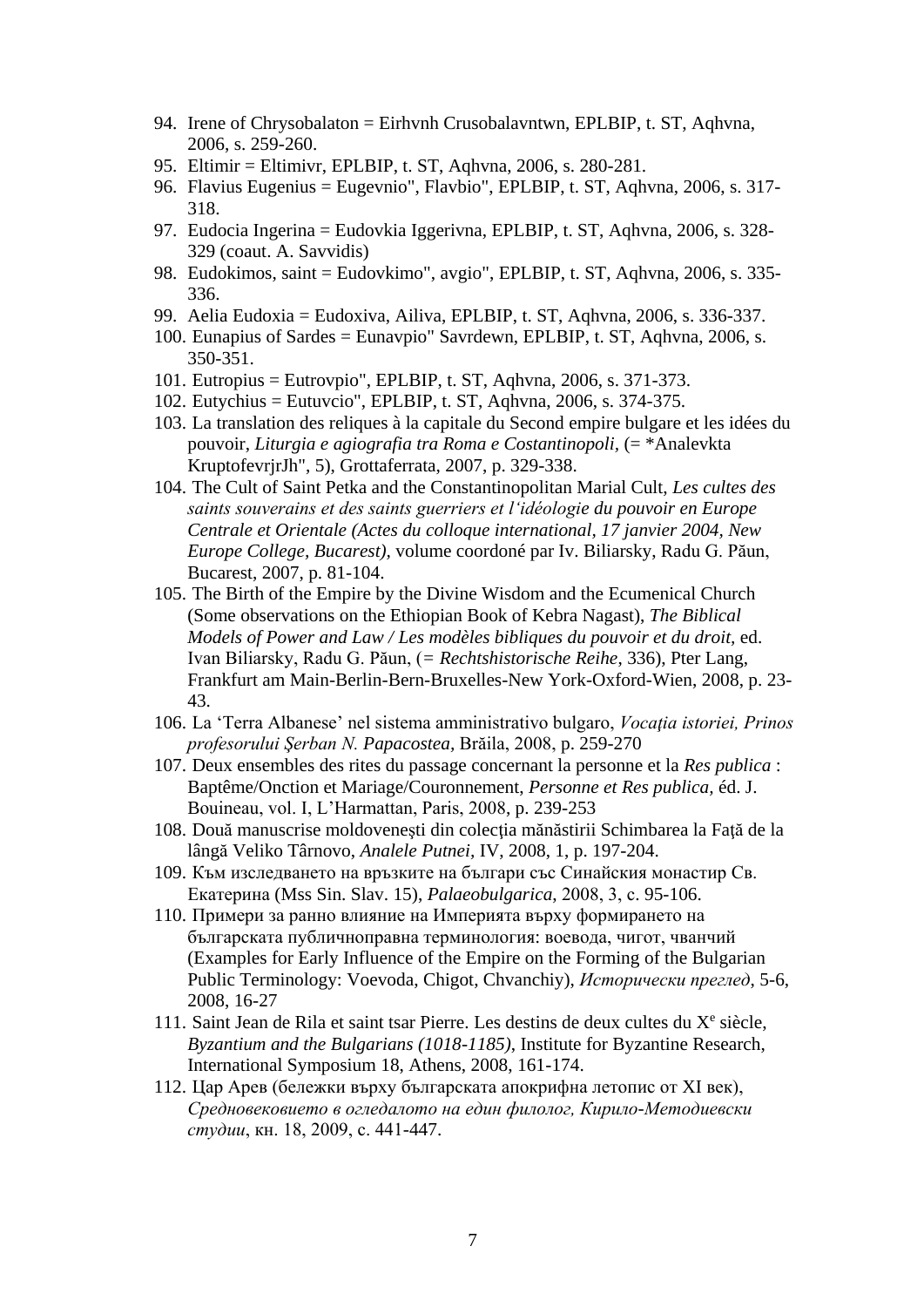94. Irene of Chrysobalaton = Eirhvnh Crusobalavntwn, EPLBIP, t. ST, Aqhvna, 2006, s. 259-260.
95. Eltimir = Eltimivr, EPLBIP, t. ST, Aqhvna, 2006, s. 280-281.
96. Flavius Eugenius = Eugevnio", Flavbio", EPLBIP, t. ST, Aqhvna, 2006, s. 317-318.
97. Eudocia Ingerina = Eudovkia Iggerivna, EPLBIP, t. ST, Aqhvna, 2006, s. 328-329 (coaut. A. Savvidis)
98. Eudokimos, saint = Eudovkimo", avgio", EPLBIP, t. ST, Aqhvna, 2006, s. 335-336.
99. Aelia Eudoxia = Eudoxiva, Ailiva, EPLBIP, t. ST, Aqhvna, 2006, s. 336-337.
100. Eunapius of Sardes = Eunavpio" Savrdewn, EPLBIP, t. ST, Aqhvna, 2006, s. 350-351.
101. Eutropius = Eutrovpio", EPLBIP, t. ST, Aqhvna, 2006, s. 371-373.
102. Eutychius = Eutuvcio", EPLBIP, t. ST, Aqhvna, 2006, s. 374-375.
103. La translation des reliques à la capitale du Second empire bulgare et les idées du pouvoir, *Liturgia e agiografia tra Roma e Costantinopoli*, (= *Analevkta KruptofevrjrJh", 5), Grottaferrata, 2007, p. 329-338.
104. The Cult of Saint Petka and the Constantinopolitan Marial Cult, *Les cultes des saints souverains et des saints guerriers et l'idéologie du pouvoir en Europe Centrale et Orientale (Actes du colloque international, 17 janvier 2004, New Europe College, Bucarest)*, volume coordoné par Iv. Biliarsky, Radu G. Păun, Bucarest, 2007, p. 81-104.
105. The Birth of the Empire by the Divine Wisdom and the Ecumenical Church (Some observations on the Ethiopian Book of Kebra Nagast), *The Biblical Models of Power and Law / Les modèles bibliques du pouvoir et du droit*, ed. Ivan Biliarsky, Radu G. Păun, (= *Rechtshistorische Reihe*, 336), Pter Lang, Frankfurt am Main-Berlin-Bern-Bruxelles-New York-Oxford-Wien, 2008, p. 23-43.
106. La 'Terra Albanese' nel sistema amministrativo bulgaro, *Vocaţia istoriei, Prinos profesorului Şerban N. Papacostea*, Brăila, 2008, p. 259-270
107. Deux ensembles des rites du passage concernant la personne et la *Res publica* : Baptême/Onction et Mariage/Couronnement, *Personne et Res publica*, éd. J. Bouineau, vol. I, L'Harmattan, Paris, 2008, p. 239-253
108. Două manuscrise moldoveneşti din colecţia mănăstirii Schimbarea la Faţă de la lângă Veliko Târnovo, *Analele Putnei*, IV, 2008, 1, p. 197-204.
109. Към изследването на връзките на българи със Синайския монастир Св. Екатерина (Mss Sin. Slav. 15), *Palaeobulgarica*, 2008, 3, с. 95-106.
110. Примери за ранно влияние на Империята върху формирането на българската публичноправна терминология: воевода, чигот, чванчий (Examples for Early Influence of the Empire on the Forming of the Bulgarian Public Terminology: Voevoda, Chigot, Chvanchiy), *Исторически преглед*, 5-6, 2008, 16-27
111. Saint Jean de Rila et saint tsar Pierre. Les destins de deux cultes du X[e] siècle, *Byzantium and the Bulgarians (1018-1185)*, Institute for Byzantine Research, International Symposium 18, Athens, 2008, 161-174.
112. Цар Арев (бележки върху българската апокрифна летопис от XI век), *Средновековието в огледалото на един филолог, Кирило-Методиевски студии*, кн. 18, 2009, с. 441-447.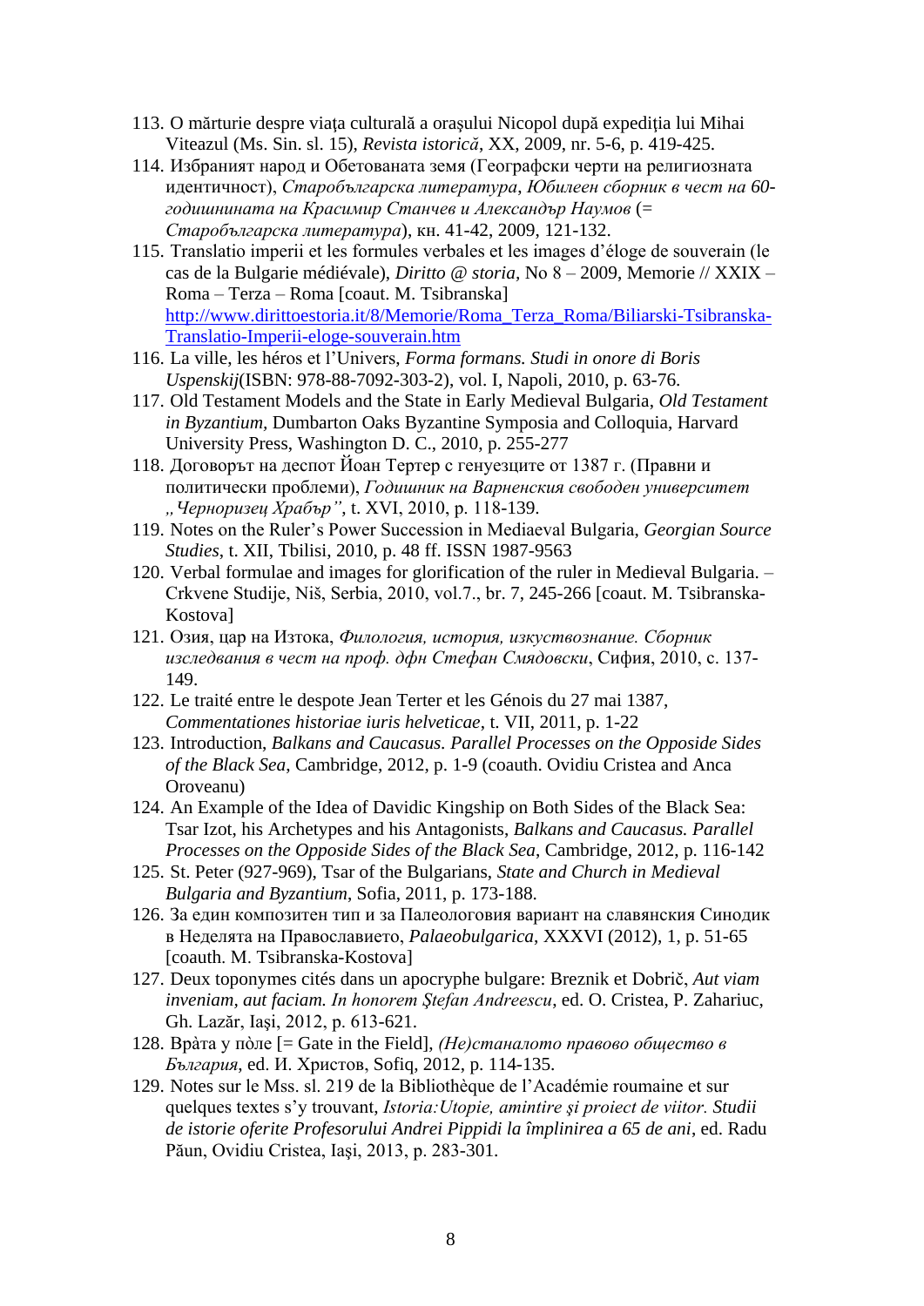113. O mărturie despre viaţa culturală a oraşului Nicopol după expediţia lui Mihai Viteazul (Ms. Sin. sl. 15), *Revista istorică*, XX, 2009, nr. 5-6, p. 419-425.
114. Избраният народ и Обетованата земя (Географски черти на религиозната идентичност), *Старобългарска литература*, *Юбилеен сборник в чест на 60-годишнината на Красимир Станчев и Александър Наумов* (= *Старобългарска литература*), кн. 41-42, 2009, 121-132.
115. Translatio imperii et les formules verbales et les images d'éloge de souverain (le cas de la Bulgarie médiévale), *Diritto @ storia*, No 8 – 2009, Memorie // XXIX – Roma – Terza – Roma [coaut. M. Tsibranska] [http://www.dirittoestoria.it/8/Memorie/Roma_Terza_Roma/Biliarski-Tsibranska-Translatio-Imperii-eloge-souverain.htm](http://www.dirittoestoria.it/8/Memorie/Roma_Terza_Roma/Biliarski-Tsibranska-Translatio-Imperii-eloge-souverain.htm)
116. La ville, les héros et l'Univers, *Forma formans. Studi in onore di Boris Uspenskij*(ISBN: 978-88-7092-303-2), vol. I, Napoli, 2010, p. 63-76.
117. Old Testament Models and the State in Early Medieval Bulgaria, *Old Testament in Byzantium*, Dumbarton Oaks Byzantine Symposia and Colloquia, Harvard University Press, Washington D. C., 2010, p. 255-277
118. Договорът на деспот Йоан Тертер с генуезците от 1387 г. (Правни и политически проблеми), *Годишник на Варненския свободен университет „Черноризец Храбър"*, t. XVI, 2010, p. 118-139.
119. Notes on the Ruler's Power Succession in Mediaeval Bulgaria, *Georgian Source Studies*, t. XII, Tbilisi, 2010, p. 48 ff. ISSN 1987-9563
120. Verbal formulae and images for glorification of the ruler in Medieval Bulgaria. – Crkvene Studije, Niš, Serbia, 2010, vol.7., br. 7, 245-266 [coaut. M. Tsibranska-Kostova]
121. Озия, цар на Изтока, *Филология, история, изкуствознание. Сборник изследвания в чест на проф. дфн Стефан Смядовски*, Сифия, 2010, с. 137-149.
122. Le traité entre le despote Jean Terter et les Génois du 27 mai 1387, *Commentationes historiae iuris helveticae*, t. VII, 2011, p. 1-22
123. Introduction, *Balkans and Caucasus. Parallel Processes on the Opposite Sides of the Black Sea*, Cambridge, 2012, p. 1-9 (coauth. Ovidiu Cristea and Anca Oroveanu)
124. An Example of the Idea of Davidic Kingship on Both Sides of the Black Sea: Tsar Izot, his Archetypes and his Antagonists, *Balkans and Caucasus. Parallel Processes on the Opposite Sides of the Black Sea*, Cambridge, 2012, p. 116-142
125. St. Peter (927-969), Tsar of the Bulgarians, *State and Church in Medieval Bulgaria and Byzantium*, Sofia, 2011, p. 173-188.
126. За един композитен тип и за Палеологовия вариант на славянския Синодик в Неделята на Православието, *Palaeobulgarica*, XXXVI (2012), 1, p. 51-65 [coauth. M. Tsibranska-Kostova]
127. Deux toponymes cités dans un apocryphe bulgare: Breznik et Dobrič, *Aut viam inveniam, aut faciam. In honorem Ştefan Andreescu*, ed. O. Cristea, P. Zahariuc, Gh. Lazăr, Iaşi, 2012, p. 613-621.
128. Вра̀та у пѝле [= Gate in the Field], *(Не)станалото правово общество в България*, ed. И. Христов, Sofiq, 2012, p. 114-135.
129. Notes sur le Mss. sl. 219 de la Bibliothèque de l'Académie roumaine et sur quelques textes s'y trouvant, *Istoria:Utopie, amintire şi proiect de viitor. Studii de istorie oferite Profesorului Andrei Pippidi la împlinirea a 65 de ani*, ed. Radu Păun, Ovidiu Cristea, Iaşi, 2013, p. 283-301.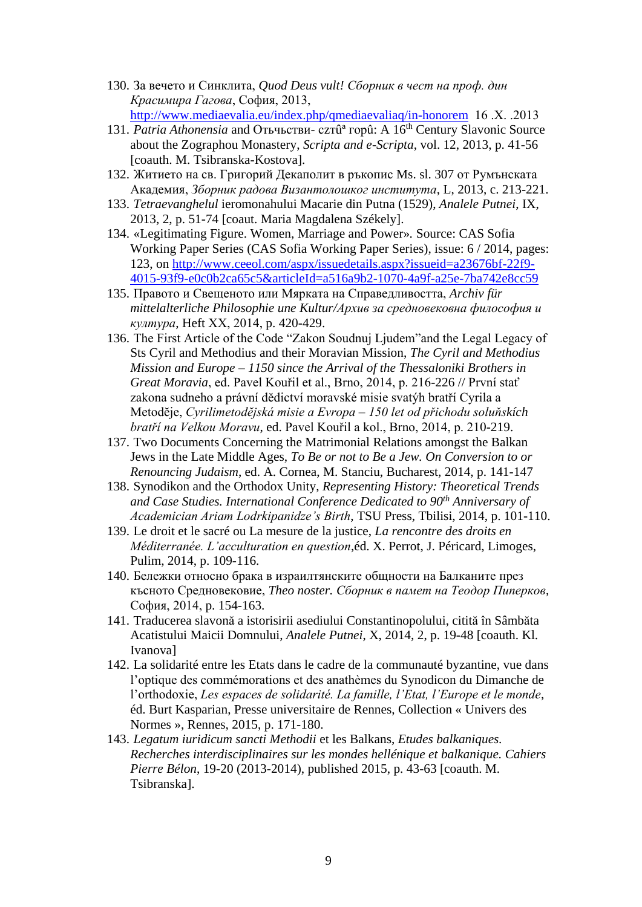130. За вечето и Синклита, *Quod Deus vult! Сборник в чест на проф. дин Красимира Гагова*, София, 2013, http://www.mediaevalia.eu/index.php/qmediaevaliaq/in-honorem 16 .X. .2013
131. *Patria Athonensia* and Отьчьстви- cztûª горû: A 16th Century Slavonic Source about the Zographou Monastery, *Scripta and e-Scripta*, vol. 12, 2013, p. 41-56 [coauth. M. Tsibranska-Kostova].
132. Житието на св. Григорий Декаполит в ръкопис Ms. sl. 307 от Румънската Академия, *Зборник радова Византолошког института*, L, 2013, с. 213-221.
133. *Tetraevanghelul* ieromonahului Macarie din Putna (1529), *Analele Putnei*, IX, 2013, 2, p. 51-74 [coaut. Maria Magdalena Székely].
134. «Legitimating Figure. Women, Marriage and Power». Source: CAS Sofia Working Paper Series (CAS Sofia Working Paper Series), issue: 6 / 2014, pages: 123, on http://www.ceeol.com/aspx/issuedetails.aspx?issueid=a23676bf-22f9-4015-93f9-e0c0b2ca65c5&articleId=a516a9b2-1070-4a9f-a25e-7ba742e8cc59
135. Правото и Свещеното или Мярката на Справедливостта, *Archiv für mittelalterliche Philosophie une Kultur/Архив за средновековна философия и култура*, Heft XX, 2014, p. 420-429.
136. The First Article of the Code "Zakon Soudnuj Ljudem"and the Legal Legacy of Sts Cyril and Methodius and their Moravian Mission, *The Cyril and Methodius Mission and Europe – 1150 since the Arrival of the Thessaloniki Brothers in Great Moravia*, ed. Pavel Kouřil et al., Brno, 2014, p. 216-226 // První stať zakona sudneho a právní dědictví moravské misie svatýh bratří Cyrila a Metoděje, *Cyrilimetodějská misie a Evropa – 150 let od přichodu soluňskích bratří na Velkou Moravu*, ed. Pavel Kouřil a kol., Brno, 2014, p. 210-219.
137. Two Documents Concerning the Matrimonial Relations amongst the Balkan Jews in the Late Middle Ages, *To Be or not to Be a Jew. On Conversion to or Renouncing Judaism*, ed. A. Cornea, M. Stanciu, Bucharest, 2014, p. 141-147
138. Synodikon and the Orthodox Unity, *Representing History: Theoretical Trends and Case Studies. International Conference Dedicated to 90th Anniversary of Academician Ariam Lodrkipanidze's Birth*, TSU Press, Tbilisi, 2014, p. 101-110.
139. Le droit et le sacré ou La mesure de la justice, *La rencontre des droits en Méditerranée. L'acculturation en question*,éd. X. Perrot, J. Péricard, Limoges, Pulim, 2014, p. 109-116.
140. Бележки относно брака в израилтянските общности на Балканите през късното Средновековие, *Theo noster. Сборник в памет на Теодор Пиперков*, София, 2014, p. 154-163.
141. Traducerea slavonă a istorisirii asediului Constantinopolului, citită în Sâmbăta Acatistului Maicii Domnului, *Analele Putnei*, X, 2014, 2, p. 19-48 [coauth. Kl. Ivanova]
142. La solidarité entre les Etats dans le cadre de la communauté byzantine, vue dans l'optique des commémorations et des anathèmes du Synodicon du Dimanche de l'orthodoxie, *Les espaces de solidarité. La famille, l'Etat, l'Europe et le monde*, éd. Burt Kasparian, Presse universitaire de Rennes, Collection « Univers des Normes », Rennes, 2015, p. 171-180.
143. *Legatum iuridicum sancti Methodii* et les Balkans, *Etudes balkaniques. Recherches interdisciplinaires sur les mondes hellénique et balkanique. Cahiers Pierre Bélon*, 19-20 (2013-2014), published 2015, p. 43-63 [coauth. M. Tsibranska].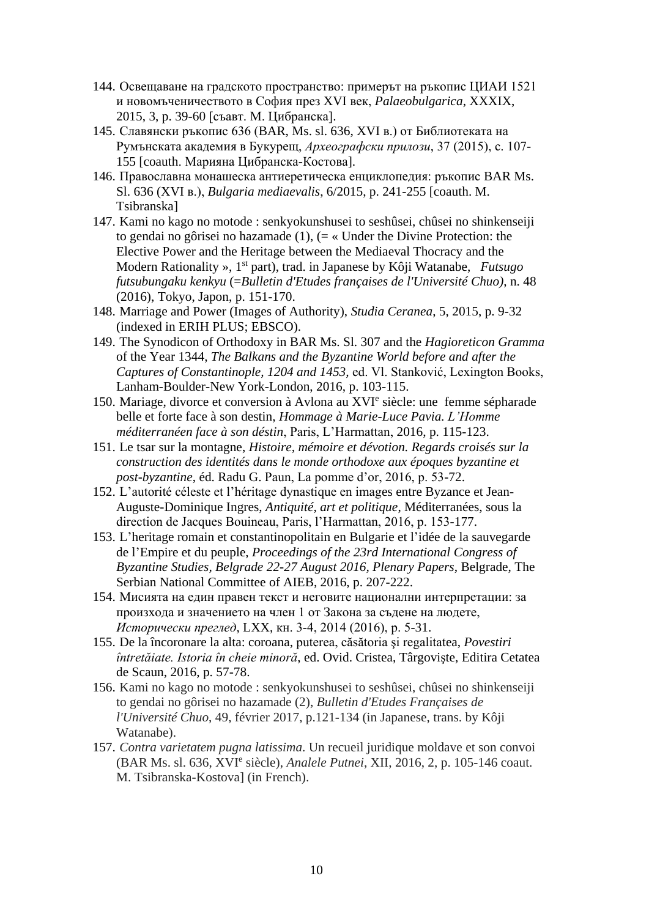144. Освещаване на градското пространство: примерът на ръкопис ЦИАИ 1521 и новомъченичеството в София през XVI век, *Palaeobulgarica*, XXXIX, 2015, 3, p. 39-60 [съавт. М. Цибранска].
145. Славянски ръкопис 636 (BAR, Ms. sl. 636, XVI в.) от Библиотеката на Румънската академия в Букурещ, *Археографски прилози*, 37 (2015), с. 107-155 [coauth. Марияна Цибранска-Костова].
146. Православна монашеска антиеретическа енциклопедия: ръкопис BAR Ms. Sl. 636 (XVI в.), *Bulgaria mediaevalis*, 6/2015, p. 241-255 [coauth. M. Tsibranska]
147. Kami no kago no motode : senkyokunshusei to seshûsei, chûsei no shinkenseiji to gendai no gôrisei no hazamade (1), (= « Under the Divine Protection: the Elective Power and the Heritage between the Mediaeval Thocracy and the Modern Rationality », 1st part), trad. in Japanese by Kôji Watanabe, *Futsugo futsubungaku kenkyu* (=*Bulletin d'Etudes françaises de l'Université Chuo)*, n. 48 (2016), Tokyo, Japon, p. 151-170.
148. Marriage and Power (Images of Authority), *Studia Ceranea*, 5, 2015, p. 9-32 (indexed in ERIH PLUS; EBSCO).
149. The Synodicon of Orthodoxy in BAR Ms. Sl. 307 and the *Hagioreticon Gramma* of the Year 1344, *The Balkans and the Byzantine World before and after the Captures of Constantinople, 1204 and 1453,* ed. Vl. Stanković, Lexington Books, Lanham-Boulder-New York-London, 2016, p. 103-115.
150. Mariage, divorce et conversion à Avlona au XVIe siècle: une femme sépharade belle et forte face à son destin, *Hommage à Marie-Luce Pavia. L'Homme méditerranéen face à son déstin*, Paris, L'Harmattan, 2016, p. 115-123.
151. Le tsar sur la montagne, *Histoire, mémoire et dévotion. Regards croisés sur la construction des identités dans le monde orthodoxe aux époques byzantine et post-byzantine*, éd. Radu G. Paun, La pomme d'or, 2016, p. 53-72.
152. L'autorité céleste et l'héritage dynastique en images entre Byzance et Jean-Auguste-Dominique Ingres, *Antiquité, art et politique*, Méditerranées, sous la direction de Jacques Bouineau, Paris, l'Harmattan, 2016, p. 153-177.
153. L'heritage romain et constantinopolitain en Bulgarie et l'idée de la sauvegarde de l'Empire et du peuple, *Proceedings of the 23rd International Congress of Byzantine Studies, Belgrade 22-27 August 2016, Plenary Papers*, Belgrade, The Serbian National Committee of AIEB, 2016, p. 207-222.
154. Мисията на един правен текст и неговите национални интерпретации: за произхода и значението на член 1 от Закона за съдене на людете, *Исторически преглед*, LXX, кн. 3-4, 2014 (2016), p. 5-31.
155. De la încoronare la alta: coroana, puterea, căsătoria şi regalitatea, *Povestiri întretăiate. Istoria în cheie minoră*, ed. Ovid. Cristea, Târgovişte, Editira Cetatea de Scaun, 2016, p. 57-78.
156. Kami no kago no motode : senkyokunshusei to seshûsei, chûsei no shinkenseiji to gendai no gôrisei no hazamade (2), *Bulletin d'Etudes Françaises de l'Université Chuo*, 49, février 2017, p.121-134 (in Japanese, trans. by Kôji Watanabe).
157. *Contra varietatem pugna latissima*. Un recueil juridique moldave et son convoi (BAR Ms. sl. 636, XVIe siècle), *Analele Putnei*, XII, 2016, 2, p. 105-146 coaut. M. Tsibranska-Kostova] (in French).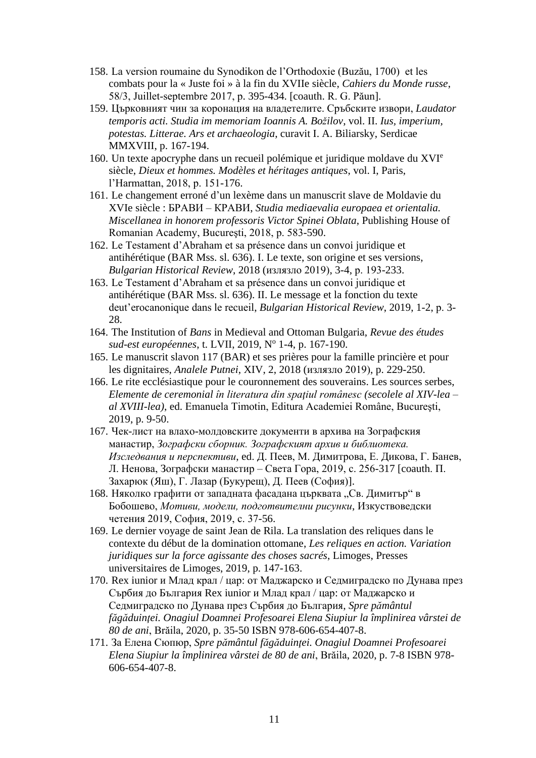158. La version roumaine du Synodikon de l’Orthodoxie (Buzău, 1700) et les combats pour la « Juste foi » à la fin du XVIIe siècle, *Cahiers du Monde russe*, 58/3, Juillet-septembre 2017, p. 395-434. [coauth. R. G. Păun].
159. Църковният чин за коронация на владетелите. Сръбските извори, *Laudator temporis acti. Studia im memoriam Ioannis A. Božilov*, vol. II. *Ius, imperium, potestas. Litterae. Ars et archaeologia*, curavit I. A. Biliarsky, Serdicae MMXVIII, p. 167-194.
160. Un texte apocryphe dans un recueil polémique et juridique moldave du XVI^e siècle, *Dieux et hommes. Modèles et héritages antiques*, vol. I, Paris, l’Harmattan, 2018, p. 151-176.
161. Le changement erroné d’un lexème dans un manuscrit slave de Moldavie du XVIe siècle : БРАВИ – КРАВИ, *Studia mediaevalia europaea et orientalia. Miscellanea in honorem professoris Victor Spinei Oblata*, Publishing House of Romanian Academy, Bucureşti, 2018, p. 583-590.
162. Le Testament d’Abraham et sa présence dans un convoi juridique et antihérétique (BAR Mss. sl. 636). I. Le texte, son origine et ses versions, *Bulgarian Historical Review*, 2018 (излязло 2019), 3-4, p. 193-233.
163. Le Testament d’Abraham et sa présence dans un convoi juridique et antihérétique (BAR Mss. sl. 636). II. Le message et la fonction du texte deut’erocanonique dans le recueil, *Bulgarian Historical Review*, 2019, 1-2, p. 3-28.
164. The Institution of *Bans* in Medieval and Ottoman Bulgaria, *Revue des études sud-est européennes*, t. LVII, 2019, N^o 1-4, p. 167-190.
165. Le manuscrit slavon 117 (BAR) et ses prières pour la famille princière et pour les dignitaires, *Analele Putnei*, XIV, 2, 2018 (излязло 2019), p. 229-250.
166. Le rite ecclésiastique pour le couronnement des souverains. Les sources serbes, *Elemente de ceremonial în literatura din spaţiul românesc (secolele al XIV-lea – al XVIII-lea)*, ed. Emanuela Timotin, Editura Academiei Române, Bucureşti, 2019, p. 9-50.
167. Чек-лист на влахо-молдовските документи в архива на Зографския манастир, *Зографски сборник. Зографският архив и библиотека. Изследвания и перспективи*, ed. Д. Пеев, М. Димитрова, Е. Дикова, Г. Банев, Л. Ненова, Зографски манастир – Света Гора, 2019, с. 256-317 [coauth. П. Захарюк (Яш), Г. Лазар (Букурещ), Д. Пеев (София)].
168. Няколко графити от западната фасадана църквата „Св. Димитър“ в Бобошево, *Мотиви, модели, подготвителни рисунки*, Изкуствоведски четения 2019, София, 2019, с. 37-56.
169. Le dernier voyage de saint Jean de Rila. La translation des reliques dans le contexte du début de la domination ottomane, *Les reliques en action. Variation juridiques sur la force agissante des choses sacrés*, Limoges, Presses universitaires de Limoges, 2019, p. 147-163.
170. Rex iunior и Млад крал / цар: от Маджарско и Седмиградско по Дунава през Сърбия до България Rex iunior и Млад крал / цар: от Маджарско и Седмиградско по Дунава през Сърбия до България, *Spre pământul făgăduinţei. Onagiul Doamnei Profesoarei Elena Siupiur la împlinirea vârstei de 80 de ani*, Brăila, 2020, p. 35-50 ISBN 978-606-654-407-8.
171. За Елена Сюпюр, *Spre pământul făgăduinţei. Onagiul Doamnei Profesoarei Elena Siupiur la împlinirea vârstei de 80 de ani*, Brăila, 2020, p. 7-8 ISBN 978-606-654-407-8.